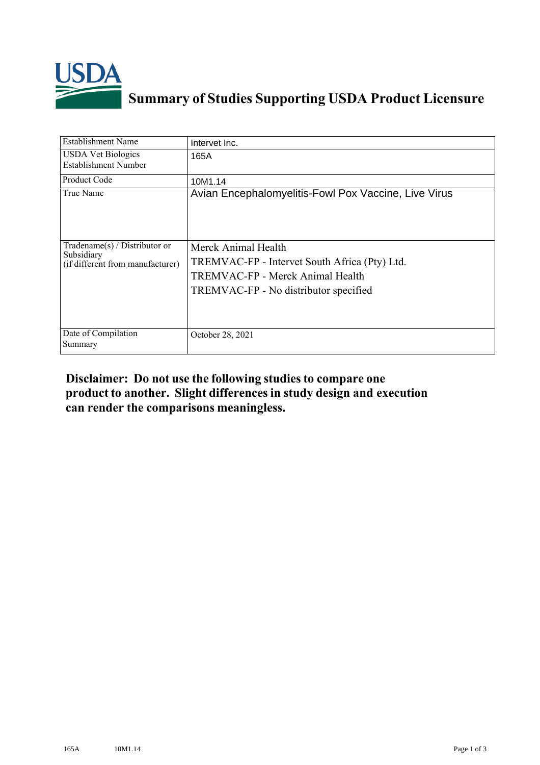# Summary of Studies Supporting USDA Product Licensure

| | |
|---|---|
| Establishment Name | Intervet Inc. |
| USDA Vet Biologics Establishment Number | 165A |
| Product Code | 10M1.14 |
| True Name | Avian Encephalomyelitis-Fowl Pox Vaccine, Live Virus |
| Tradename(s) / Distributor or Subsidiary (if different from manufacturer) | Merck Animal Health<br>TREMVAC-FP - Intervet South Africa (Pty) Ltd.<br>TREMVAC-FP - Merck Animal Health<br>TREMVAC-FP - No distributor specified |
| Date of Compilation Summary | October 28, 2021 |

**Disclaimer: Do not use the following studies to compare one product to another. Slight differences in study design and execution can render the comparisons meaningless.**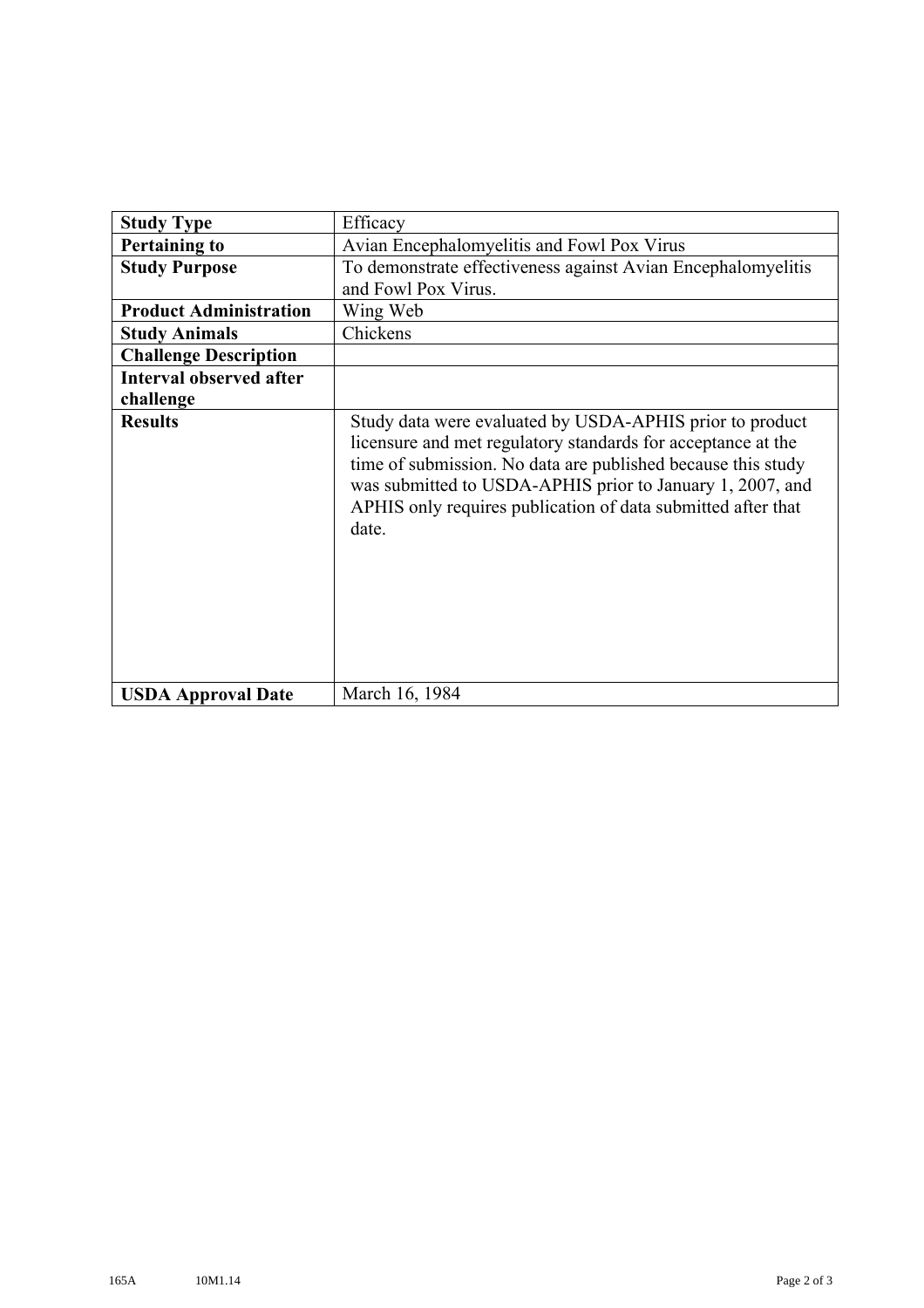| **Study Type** | Efficacy |
|---|---|
| **Pertaining to** | Avian Encephalomyelitis and Fowl Pox Virus |
| **Study Purpose** | To demonstrate effectiveness against Avian Encephalomyelitis and Fowl Pox Virus. |
| **Product Administration** | Wing Web |
| **Study Animals** | Chickens |
| **Challenge Description** | |
| **Interval observed after challenge** | |
| **Results** | Study data were evaluated by USDA-APHIS prior to product licensure and met regulatory standards for acceptance at the time of submission. No data are published because this study was submitted to USDA-APHIS prior to January 1, 2007, and APHIS only requires publication of data submitted after that date. |
| **USDA Approval Date** | March 16, 1984 |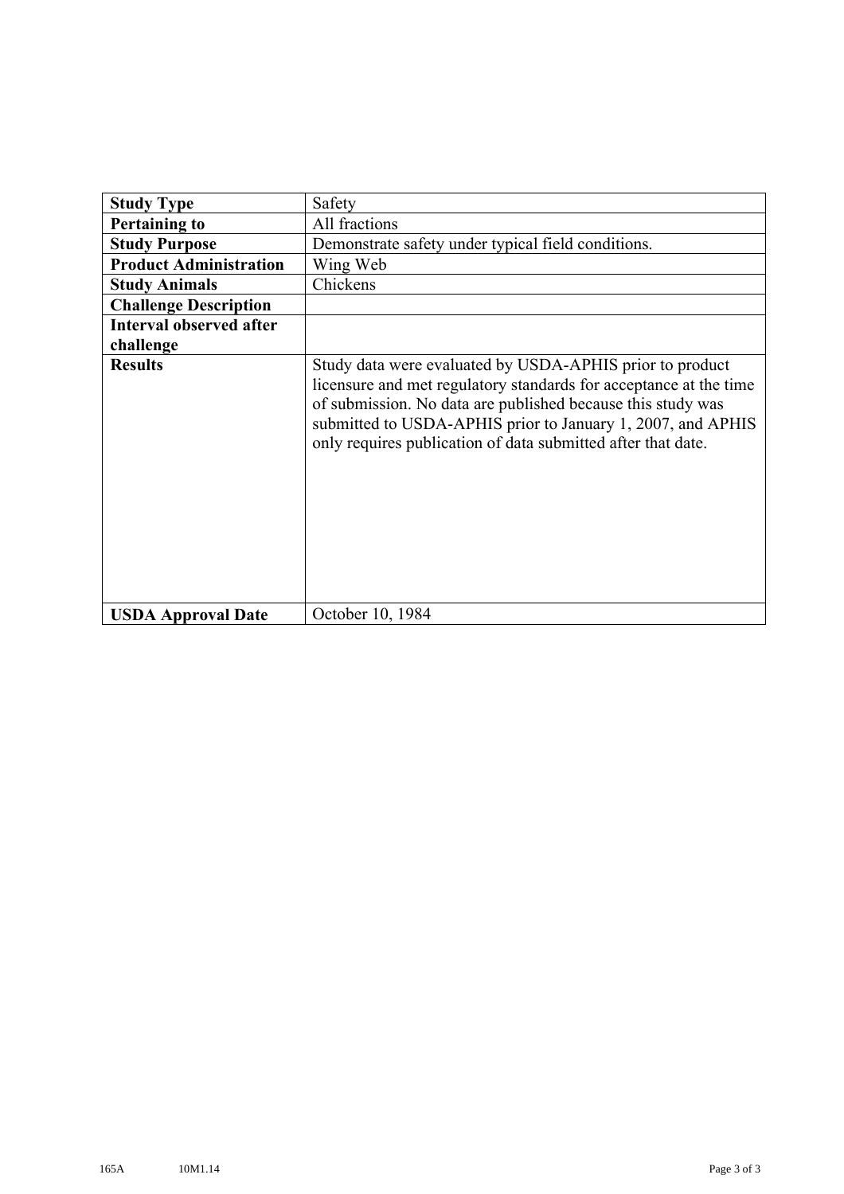| | |
|---|---|
| **Study Type** | Safety |
| **Pertaining to** | All fractions |
| **Study Purpose** | Demonstrate safety under typical field conditions. |
| **Product Administration** | Wing Web |
| **Study Animals** | Chickens |
| **Challenge Description** | |
| **Interval observed after challenge** | |
| **Results** | Study data were evaluated by USDA-APHIS prior to product licensure and met regulatory standards for acceptance at the time of submission. No data are published because this study was submitted to USDA-APHIS prior to January 1, 2007, and APHIS only requires publication of data submitted after that date. |
| **USDA Approval Date** | October 10, 1984 |

165A 10M1.14